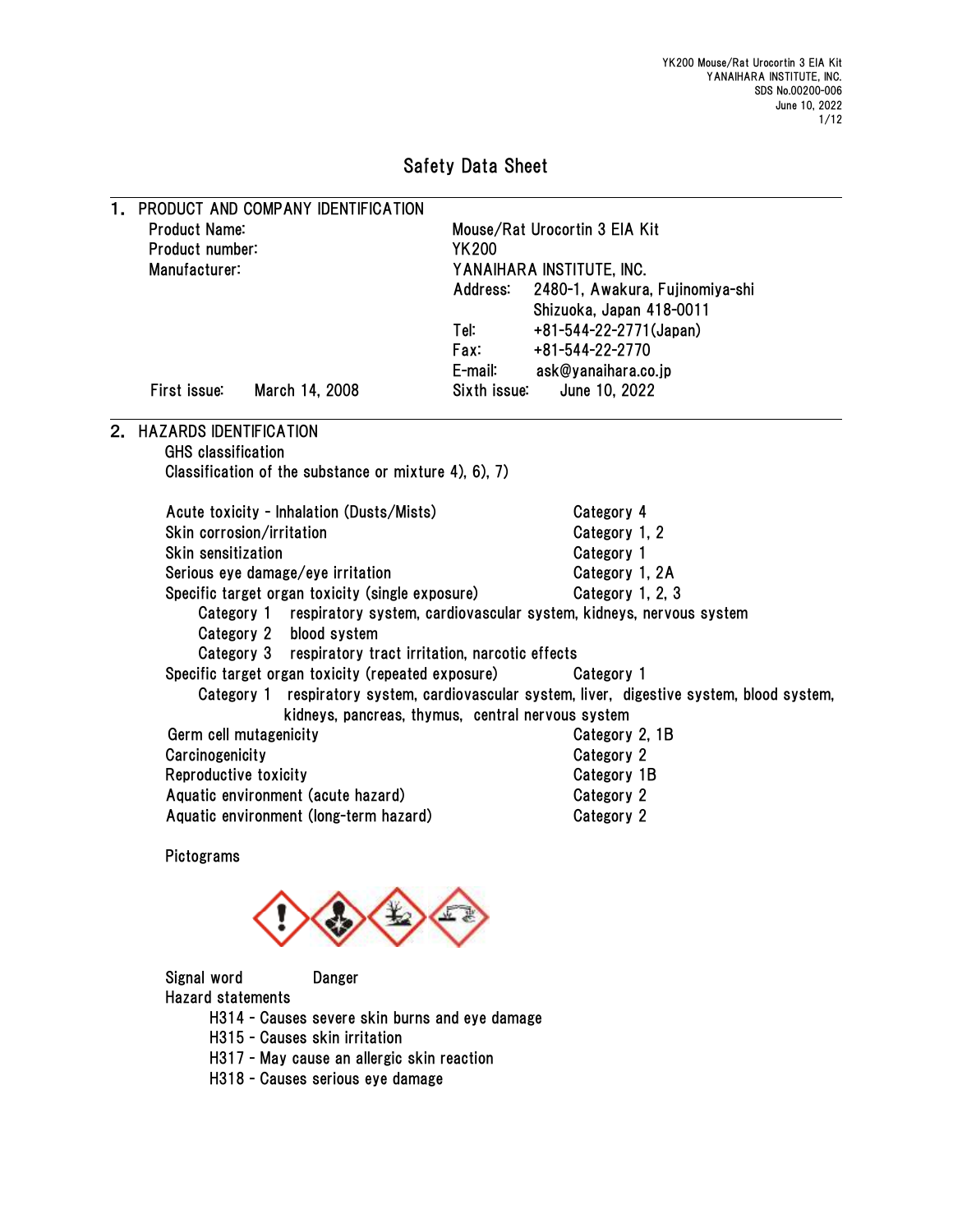# Safety Data Sheet

## 1. PRODUCT AND COMPANY IDENTIFICATION

| | |
|---|---|
| Product Name: | Mouse/Rat Urocortin 3 EIA Kit |
| Product number: | YK200 |
| Manufacturer: | YANAIHARA INSTITUTE, INC. |
| | Address: 2480-1, Awakura, Fujinomiya-shi Shizuoka, Japan 418-0011 |
| | Tel: +81-544-22-2771(Japan) |
| | Fax: +81-544-22-2770 |
| | E-mail: ask@yanaihara.co.jp |
| First issue: March 14, 2008 | Sixth issue: June 10, 2022 |

## 2. HAZARDS IDENTIFICATION

GHS classification

Classification of the substance or mixture 4), 6), 7)

| | |
|---|---|
| Acute toxicity - Inhalation (Dusts/Mists) | Category 4 |
| Skin corrosion/irritation | Category 1, 2 |
| Skin sensitization | Category 1 |
| Serious eye damage/eye irritation | Category 1, 2A |
| Specific target organ toxicity (single exposure) | Category 1, 2, 3 |

- Category 1 respiratory system, cardiovascular system, kidneys, nervous system
- Category 2 blood system
- Category 3 respiratory tract irritation, narcotic effects

| | |
|---|---|
| Specific target organ toxicity (repeated exposure) | Category 1 |

- Category 1 respiratory system, cardiovascular system, liver, digestive system, blood system, kidneys, pancreas, thymus, central nervous system

| | |
|---|---|
| Germ cell mutagenicity | Category 2, 1B |
| Carcinogenicity | Category 2 |
| Reproductive toxicity | Category 1B |
| Aquatic environment (acute hazard) | Category 2 |
| Aquatic environment (long-term hazard) | Category 2 |

Pictograms

Signal word Danger

Hazard statements

- H314 - Causes severe skin burns and eye damage
- H315 - Causes skin irritation
- H317 - May cause an allergic skin reaction
- H318 - Causes serious eye damage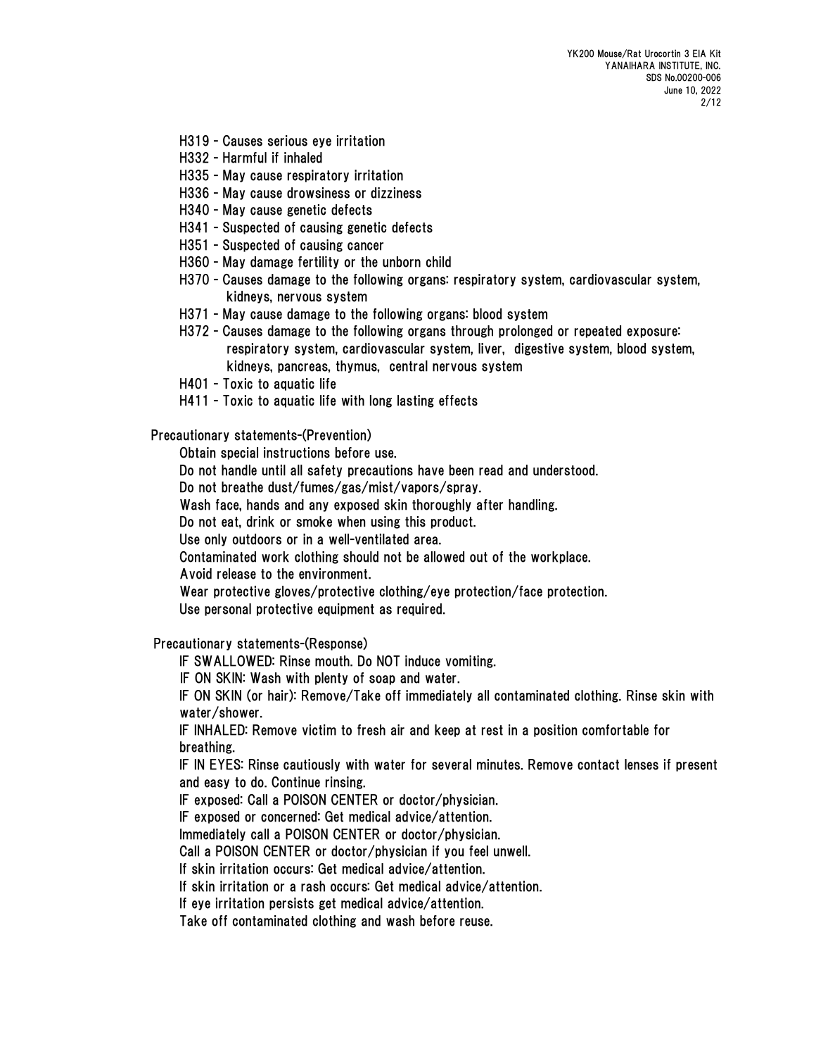H319 – Causes serious eye irritation
H332 – Harmful if inhaled
H335 – May cause respiratory irritation
H336 – May cause drowsiness or dizziness
H340 – May cause genetic defects
H341 – Suspected of causing genetic defects
H351 – Suspected of causing cancer
H360 – May damage fertility or the unborn child
H370 – Causes damage to the following organs: respiratory system, cardiovascular system, kidneys, nervous system
H371 – May cause damage to the following organs: blood system
H372 – Causes damage to the following organs through prolonged or repeated exposure: respiratory system, cardiovascular system, liver, digestive system, blood system, kidneys, pancreas, thymus, central nervous system
H401 – Toxic to aquatic life
H411 – Toxic to aquatic life with long lasting effects

Precautionary statements-(Prevention)

Obtain special instructions before use.
Do not handle until all safety precautions have been read and understood.
Do not breathe dust/fumes/gas/mist/vapors/spray.
Wash face, hands and any exposed skin thoroughly after handling.
Do not eat, drink or smoke when using this product.
Use only outdoors or in a well-ventilated area.
Contaminated work clothing should not be allowed out of the workplace.
Avoid release to the environment.
Wear protective gloves/protective clothing/eye protection/face protection.
Use personal protective equipment as required.

Precautionary statements-(Response)

IF SWALLOWED: Rinse mouth. Do NOT induce vomiting.
IF ON SKIN: Wash with plenty of soap and water.
IF ON SKIN (or hair): Remove/Take off immediately all contaminated clothing. Rinse skin with water/shower.
IF INHALED: Remove victim to fresh air and keep at rest in a position comfortable for breathing.
IF IN EYES: Rinse cautiously with water for several minutes. Remove contact lenses if present and easy to do. Continue rinsing.
IF exposed: Call a POISON CENTER or doctor/physician.
IF exposed or concerned: Get medical advice/attention.
Immediately call a POISON CENTER or doctor/physician.
Call a POISON CENTER or doctor/physician if you feel unwell.
If skin irritation occurs: Get medical advice/attention.
If skin irritation or a rash occurs: Get medical advice/attention.
If eye irritation persists get medical advice/attention.
Take off contaminated clothing and wash before reuse.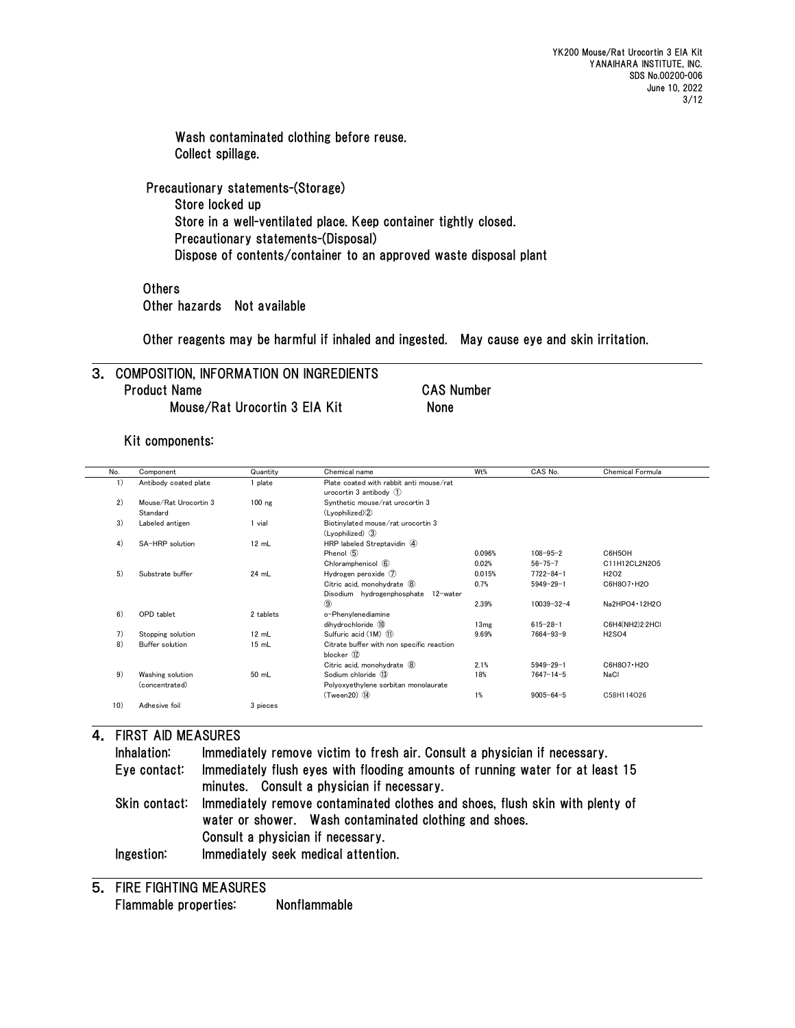Wash contaminated clothing before reuse.
Collect spillage.

Precautionary statements-(Storage)
Store locked up
Store in a well-ventilated place. Keep container tightly closed.
Precautionary statements-(Disposal)
Dispose of contents/container to an approved waste disposal plant

Others
Other hazards   Not available

Other reagents may be harmful if inhaled and ingested.   May cause eye and skin irritation.

## 3. COMPOSITION, INFORMATION ON INGREDIENTS

| Product Name | CAS Number |
|---|---|
| Mouse/Rat Urocortin 3 EIA Kit | None |

Kit components:

| No. | Component | Quantity | Chemical name | Wt% | CAS No. | Chemical Formula |
|---|---|---|---|---|---|---|
| 1) | Antibody coated plate | 1 plate | Plate coated with rabbit anti mouse/rat urocortin 3 antibody ① | | | |
| 2) | Mouse/Rat Urocortin 3 Standard | 100 ng | Synthetic mouse/rat urocortin 3 (Lyophilized)② | | | |
| 3) | Labeled antigen | 1 vial | Biotinylated mouse/rat urocortin 3 (Lyophilized) ③ | | | |
| 4) | SA-HRP solution | 12 mL | HRP labeled Streptavidin ④ | | | |
| | | | Phenol ⑤ | 0.096% | 108-95-2 | $C_6H_5OH$ |
| | | | Chloramphenicol ⑥ | 0.02% | 56-75-7 | $C_{11}H_{12}CL_2N_2O_5$ |
| 5) | Substrate buffer | 24 mL | Hydrogen peroxide ⑦ | 0.015% | 7722-84-1 | $H_2O_2$ |
| | | | Citric acid, monohydrate ⑧ | 0.7% | 5949-29-1 | $C_6H_8O_7 \cdot H_2O$ |
| | | | Disodium hydrogenphosphate 12-water ⑨ | 2.39% | 10039-32-4 | $Na_2HPO_4 \cdot 12H_2O$ |
| 6) | OPD tablet | 2 tablets | o-Phenylenediamine dihydrochloride ⑩ | 13mg | 615-28-1 | $C_6H_4(NH_2)_2 \cdot 2HCl$ |
| 7) | Stopping solution | 12 mL | Sulfuric acid (1M) ⑪ | 9.69% | 7664-93-9 | $H_2SO_4$ |
| 8) | Buffer solution | 15 mL | Citrate buffer with non specific reaction blocker ⑫ | | | |
| | | | Citric acid, monohydrate ⑧ | 2.1% | 5949-29-1 | $C_6H_8O_7 \cdot H_2O$ |
| 9) | Washing solution (concentrated) | 50 mL | Sodium chloride ⑬ | 18% | 7647-14-5 | NaCl |
| | | | Polyoxyethylene sorbitan monolaurate (Tween20) ⑭ | 1% | 9005-64-5 | $C_{58}H_{114}O_{26}$ |
| 10) | Adhesive foil | 3 pieces | | | | |

## 4. FIRST AID MEASURES

**Inhalation:** Immediately remove victim to fresh air. Consult a physician if necessary.

**Eye contact:** Immediately flush eyes with flooding amounts of running water for at least 15 minutes. Consult a physician if necessary.

**Skin contact:** Immediately remove contaminated clothes and shoes, flush skin with plenty of water or shower. Wash contaminated clothing and shoes. Consult a physician if necessary.

**Ingestion:** Immediately seek medical attention.

## 5. FIRE FIGHTING MEASURES

Flammable properties: Nonflammable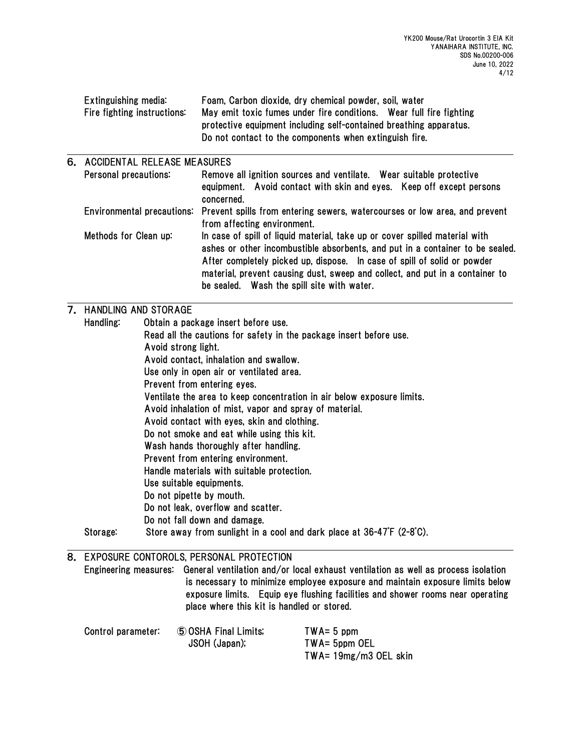| | |
|---|---|
| Extinguishing media: | Foam, Carbon dioxide, dry chemical powder, soil, water |
| Fire fighting instructions: | May emit toxic fumes under fire conditions. Wear full fire fighting protective equipment including self-contained breathing apparatus. Do not contact to the components when extinguish fire. |

## 6. ACCIDENTAL RELEASE MEASURES

| | |
|---|---|
| Personal precautions: | Remove all ignition sources and ventilate. Wear suitable protective equipment. Avoid contact with skin and eyes. Keep off except persons concerned. |
| Environmental precautions: | Prevent spills from entering sewers, watercourses or low area, and prevent from affecting environment. |
| Methods for Clean up: | In case of spill of liquid material, take up or cover spilled material with ashes or other incombustible absorbents, and put in a container to be sealed. After completely picked up, dispose. In case of spill of solid or powder material, prevent causing dust, sweep and collect, and put in a container to be sealed. Wash the spill site with water. |

## 7. HANDLING AND STORAGE

Handling:
Obtain a package insert before use.
Read all the cautions for safety in the package insert before use.
Avoid strong light.
Avoid contact, inhalation and swallow.
Use only in open air or ventilated area.
Prevent from entering eyes.
Ventilate the area to keep concentration in air below exposure limits.
Avoid inhalation of mist, vapor and spray of material.
Avoid contact with eyes, skin and clothing.
Do not smoke and eat while using this kit.
Wash hands thoroughly after handling.
Prevent from entering environment.
Handle materials with suitable protection.
Use suitable equipments.
Do not pipette by mouth.
Do not leak, overflow and scatter.
Do not fall down and damage.

Storage: Store away from sunlight in a cool and dark place at 36-47˚F (2-8˚C).

## 8. EXPOSURE CONTOROLS, PERSONAL PROTECTION

Engineering measures: General ventilation and/or local exhaust ventilation as well as process isolation is necessary to minimize employee exposure and maintain exposure limits below exposure limits. Equip eye flushing facilities and shower rooms near operating place where this kit is handled or stored.

| | | |
|---|---|---|
| Control parameter: | ⑤ OSHA Final Limits; | TWA= 5 ppm |
| | JSOH (Japan); | TWA= 5ppm OEL |
| | | TWA= 19mg/m3 OEL skin |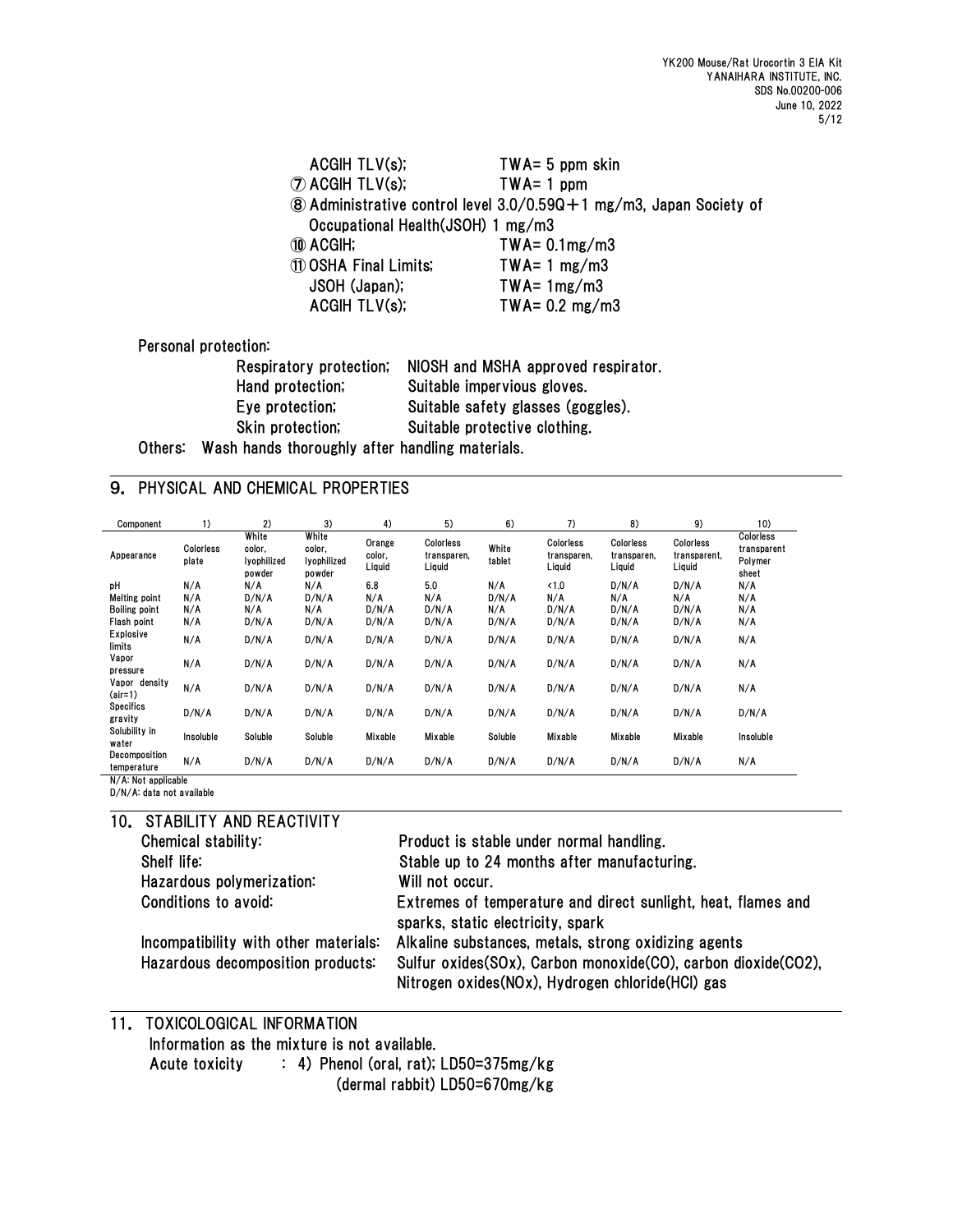ACGIH TLV(s);　　　　　TWA= 5 ppm skin
⑦ ACGIH TLV(s);　　　　　TWA= 1 ppm
⑧ Administrative control level 3.0/0.59Q＋1 mg/m3, Japan Society of Occupational Health(JSOH) 1 mg/m3
⑩ ACGIH;　　　　　TWA= 0.1mg/m3
⑪ OSHA Final Limits;　　　　　TWA= 1 mg/m3
JSOH (Japan);　　　　　TWA= 1mg/m3
ACGIH TLV(s);　　　　　TWA= 0.2 mg/m3

Personal protection:

- Respiratory protection; NIOSH and MSHA approved respirator.
- Hand protection; Suitable impervious gloves.
- Eye protection; Suitable safety glasses (goggles).
- Skin protection; Suitable protective clothing.

Others: Wash hands thoroughly after handling materials.

## 9. PHYSICAL AND CHEMICAL PROPERTIES

| Component | 1) | 2) | 3) | 4) | 5) | 6) | 7) | 8) | 9) | 10) |
|---|---|---|---|---|---|---|---|---|---|---|
| Appearance | Colorless plate | White color, lyophilized powder | White color, lyophilized powder | Orange color, Liquid | Colorless transparen, Liquid | White tablet | Colorless transparen, Liquid | Colorless transparen, Liquid | Colorless transparent, Liquid | Colorless transparent Polymer sheet |
| pH | N/A | N/A | N/A | 6.8 | 5.0 | N/A | <1.0 | D/N/A | D/N/A | N/A |
| Melting point | N/A | D/N/A | D/N/A | N/A | N/A | D/N/A | N/A | N/A | N/A | N/A |
| Boiling point | N/A | N/A | N/A | D/N/A | D/N/A | N/A | D/N/A | D/N/A | D/N/A | N/A |
| Flash point | N/A | D/N/A | D/N/A | D/N/A | D/N/A | D/N/A | D/N/A | D/N/A | D/N/A | N/A |
| Explosive limits | N/A | D/N/A | D/N/A | D/N/A | D/N/A | D/N/A | D/N/A | D/N/A | D/N/A | N/A |
| Vapor pressure | N/A | D/N/A | D/N/A | D/N/A | D/N/A | D/N/A | D/N/A | D/N/A | D/N/A | N/A |
| Vapor density (air=1) | N/A | D/N/A | D/N/A | D/N/A | D/N/A | D/N/A | D/N/A | D/N/A | D/N/A | N/A |
| Specifics gravity | D/N/A | D/N/A | D/N/A | D/N/A | D/N/A | D/N/A | D/N/A | D/N/A | D/N/A | D/N/A |
| Solubility in water | Insoluble | Soluble | Soluble | Mixable | Mixable | Soluble | Mixable | Mixable | Mixable | Insoluble |
| Decomposition temperature | N/A | D/N/A | D/N/A | D/N/A | D/N/A | D/N/A | D/N/A | D/N/A | D/N/A | N/A |

N/A: Not applicable
D/N/A: data not available

## 10. STABILITY AND REACTIVITY

| | |
|---|---|
| Chemical stability: | Product is stable under normal handling. |
| Shelf life: | Stable up to 24 months after manufacturing. |
| Hazardous polymerization: | Will not occur. |
| Conditions to avoid: | Extremes of temperature and direct sunlight, heat, flames and sparks, static electricity, spark |
| Incompatibility with other materials: | Alkaline substances, metals, strong oxidizing agents |
| Hazardous decomposition products: | Sulfur oxides(SOx), Carbon monoxide(CO), carbon dioxide($CO_2$), Nitrogen oxides(NOx), Hydrogen chloride(HCl) gas |

## 11. TOXICOLOGICAL INFORMATION

Information as the mixture is not available.

Acute toxicity　: 4) Phenol (oral, rat); LD50=375mg/kg
(dermal rabbit) LD50=670mg/kg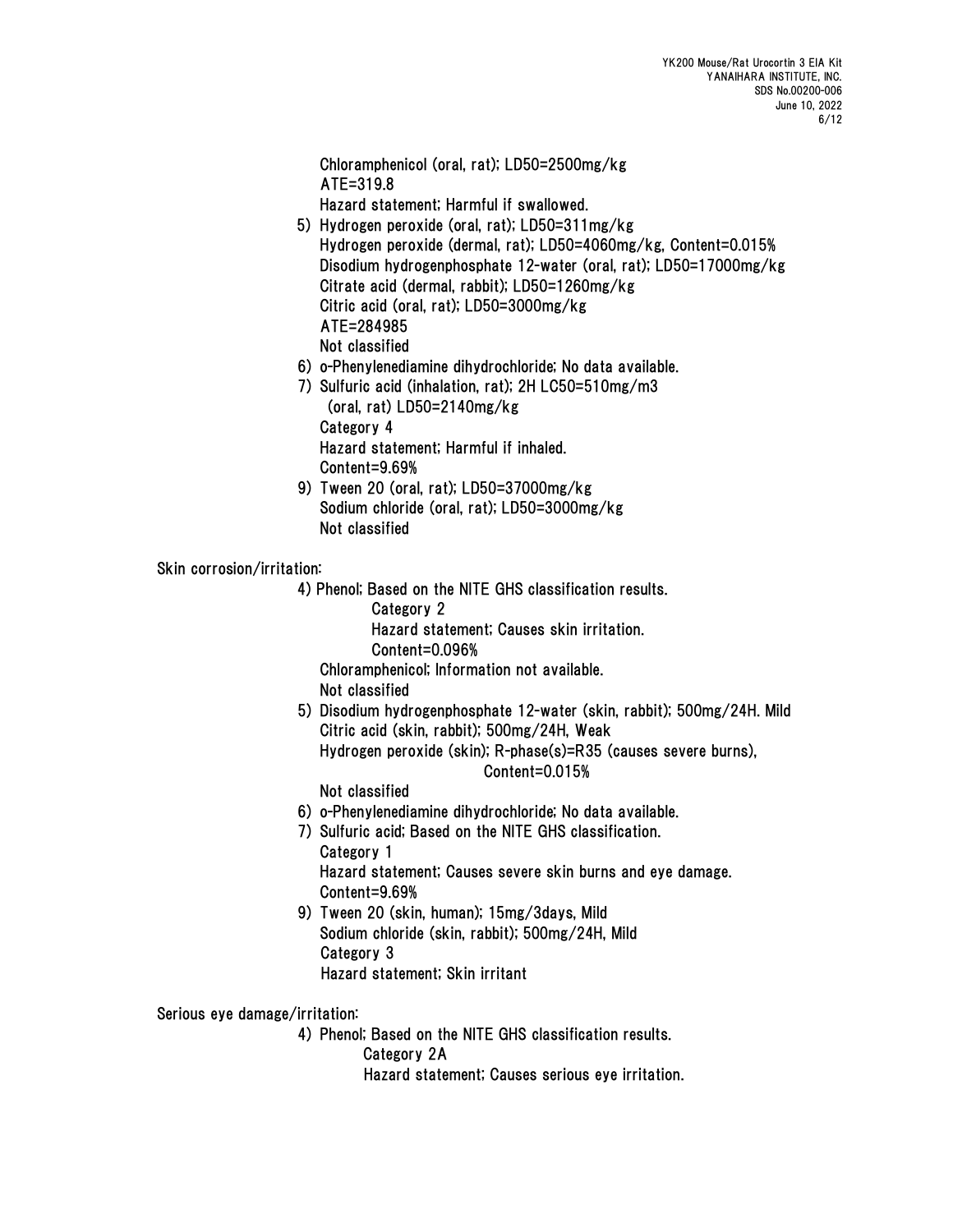Chloramphenicol (oral, rat); LD50=2500mg/kg
ATE=319.8
Hazard statement; Harmful if swallowed.

5) Hydrogen peroxide (oral, rat); LD50=311mg/kg
   Hydrogen peroxide (dermal, rat); LD50=4060mg/kg, Content=0.015%
   Disodium hydrogenphosphate 12-water (oral, rat); LD50=17000mg/kg
   Citrate acid (dermal, rabbit); LD50=1260mg/kg
   Citric acid (oral, rat); LD50=3000mg/kg
   ATE=284985
   Not classified
6) o-Phenylenediamine dihydrochloride; No data available.
7) Sulfuric acid (inhalation, rat); 2H LC50=510mg/m3
   (oral, rat) LD50=2140mg/kg
   Category 4
   Hazard statement; Harmful if inhaled.
   Content=9.69%
9) Tween 20 (oral, rat); LD50=37000mg/kg
   Sodium chloride (oral, rat); LD50=3000mg/kg
   Not classified

Skin corrosion/irritation:

4) Phenol; Based on the NITE GHS classification results.
   Category 2
   Hazard statement; Causes skin irritation.
   Content=0.096%
   Chloramphenicol; Information not available.
   Not classified
5) Disodium hydrogenphosphate 12-water (skin, rabbit); 500mg/24H. Mild
   Citric acid (skin, rabbit); 500mg/24H, Weak
   Hydrogen peroxide (skin); R-phase(s)=R35 (causes severe burns), Content=0.015%
   Not classified
6) o-Phenylenediamine dihydrochloride; No data available.
7) Sulfuric acid; Based on the NITE GHS classification.
   Category 1
   Hazard statement; Causes severe skin burns and eye damage.
   Content=9.69%
9) Tween 20 (skin, human); 15mg/3days, Mild
   Sodium chloride (skin, rabbit); 500mg/24H, Mild
   Category 3
   Hazard statement; Skin irritant

Serious eye damage/irritation:

4) Phenol; Based on the NITE GHS classification results.
   Category 2A
   Hazard statement; Causes serious eye irritation.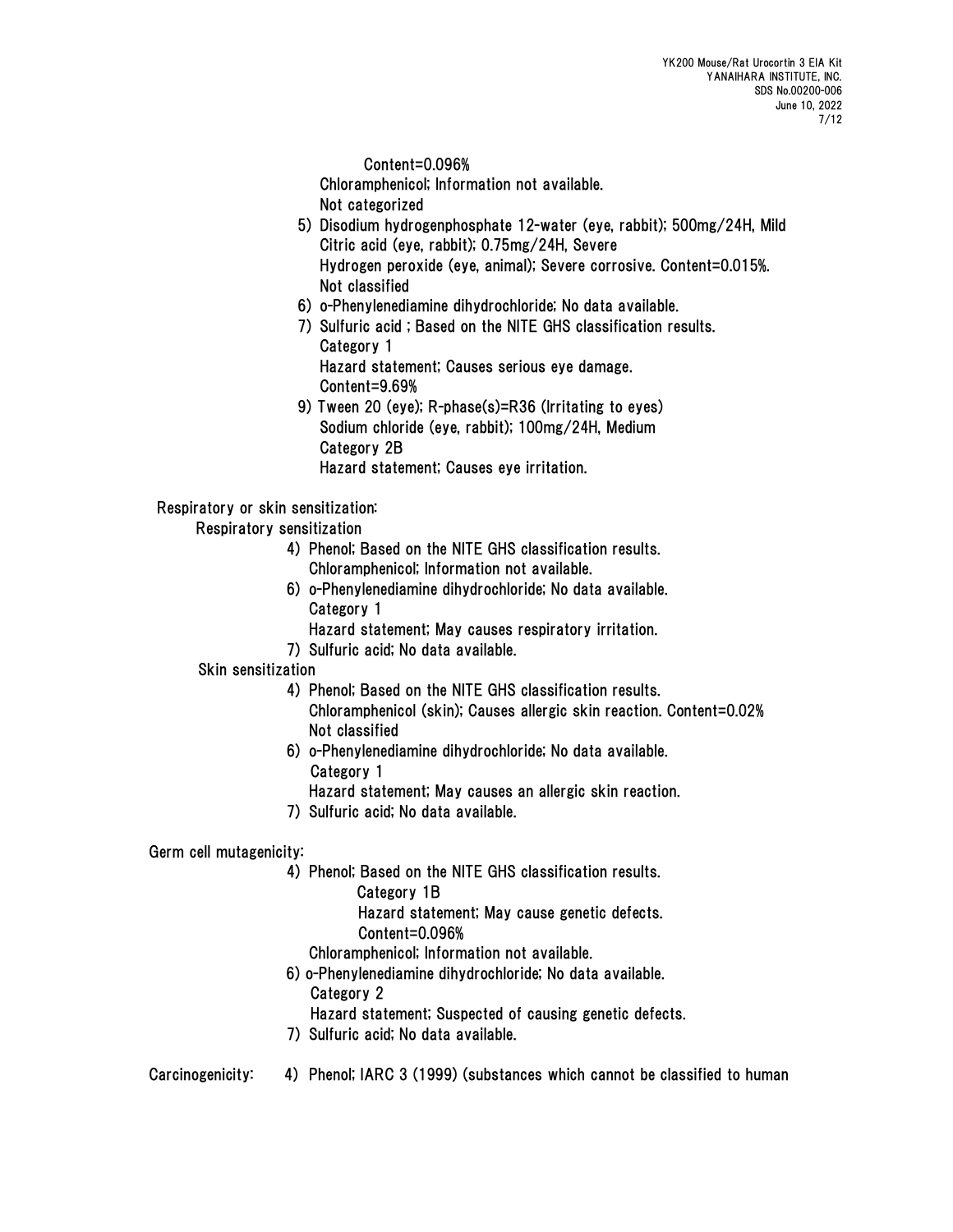Content=0.096%

Chloramphenicol; Information not available.

Not categorized

5) Disodium hydrogenphosphate 12-water (eye, rabbit); 500mg/24H, Mild
   Citric acid (eye, rabbit); 0.75mg/24H, Severe
   Hydrogen peroxide (eye, animal); Severe corrosive. Content=0.015%.
   Not classified
6) o-Phenylenediamine dihydrochloride; No data available.
7) Sulfuric acid ; Based on the NITE GHS classification results.
   Category 1
   Hazard statement; Causes serious eye damage.
   Content=9.69%
9) Tween 20 (eye); R-phase(s)=R36 (Irritating to eyes)
   Sodium chloride (eye, rabbit); 100mg/24H, Medium
   Category 2B
   Hazard statement; Causes eye irritation.

Respiratory or skin sensitization:

Respiratory sensitization

4) Phenol; Based on the NITE GHS classification results.
   Chloramphenicol; Information not available.
6) o-Phenylenediamine dihydrochloride; No data available.
   Category 1
   Hazard statement; May causes respiratory irritation.
7) Sulfuric acid; No data available.

Skin sensitization

4) Phenol; Based on the NITE GHS classification results.
   Chloramphenicol (skin); Causes allergic skin reaction. Content=0.02%
   Not classified
6) o-Phenylenediamine dihydrochloride; No data available.
   Category 1
   Hazard statement; May causes an allergic skin reaction.
7) Sulfuric acid; No data available.

Germ cell mutagenicity:

4) Phenol; Based on the NITE GHS classification results.
   Category 1B
   Hazard statement; May cause genetic defects.
   Content=0.096%
   Chloramphenicol; Information not available.
6) o-Phenylenediamine dihydrochloride; No data available.
   Category 2
   Hazard statement; Suspected of causing genetic defects.
7) Sulfuric acid; No data available.

Carcinogenicity: 4) Phenol; IARC 3 (1999) (substances which cannot be classified to human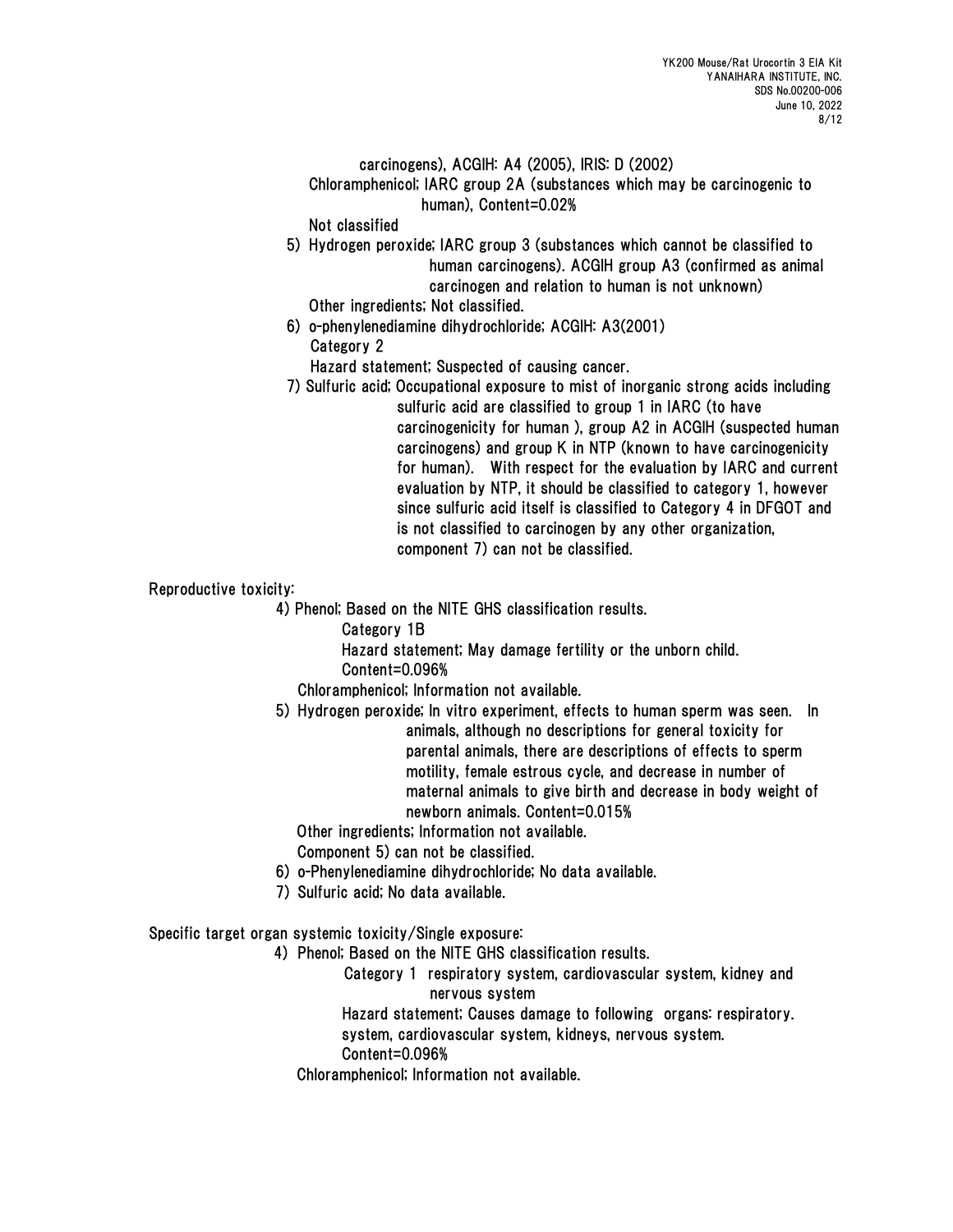carcinogens), ACGIH: A4 (2005), IRIS: D (2002)

Chloramphenicol; IARC group 2A (substances which may be carcinogenic to human), Content=0.02%

Not classified

5) Hydrogen peroxide; IARC group 3 (substances which cannot be classified to human carcinogens). ACGIH group A3 (confirmed as animal carcinogen and relation to human is not unknown)

Other ingredients; Not classified.

6) o-phenylenediamine dihydrochloride; ACGIH: A3(2001)

Category 2

Hazard statement; Suspected of causing cancer.

7) Sulfuric acid; Occupational exposure to mist of inorganic strong acids including sulfuric acid are classified to group 1 in IARC (to have carcinogenicity for human ), group A2 in ACGIH (suspected human carcinogens) and group K in NTP (known to have carcinogenicity for human). With respect for the evaluation by IARC and current evaluation by NTP, it should be classified to category 1, however since sulfuric acid itself is classified to Category 4 in DFGOT and is not classified to carcinogen by any other organization, component 7) can not be classified.

Reproductive toxicity:

4) Phenol; Based on the NITE GHS classification results.

Category 1B

Hazard statement; May damage fertility or the unborn child.

Content=0.096%

Chloramphenicol; Information not available.

5) Hydrogen peroxide; In vitro experiment, effects to human sperm was seen. In animals, although no descriptions for general toxicity for parental animals, there are descriptions of effects to sperm motility, female estrous cycle, and decrease in number of maternal animals to give birth and decrease in body weight of newborn animals. Content=0.015%

Other ingredients; Information not available.

Component 5) can not be classified.

6) o-Phenylenediamine dihydrochloride; No data available.

7) Sulfuric acid; No data available.

Specific target organ systemic toxicity/Single exposure:

4) Phenol; Based on the NITE GHS classification results.

Category 1 respiratory system, cardiovascular system, kidney and nervous system

Hazard statement; Causes damage to following organs: respiratory. system, cardiovascular system, kidneys, nervous system.

Content=0.096%

Chloramphenicol; Information not available.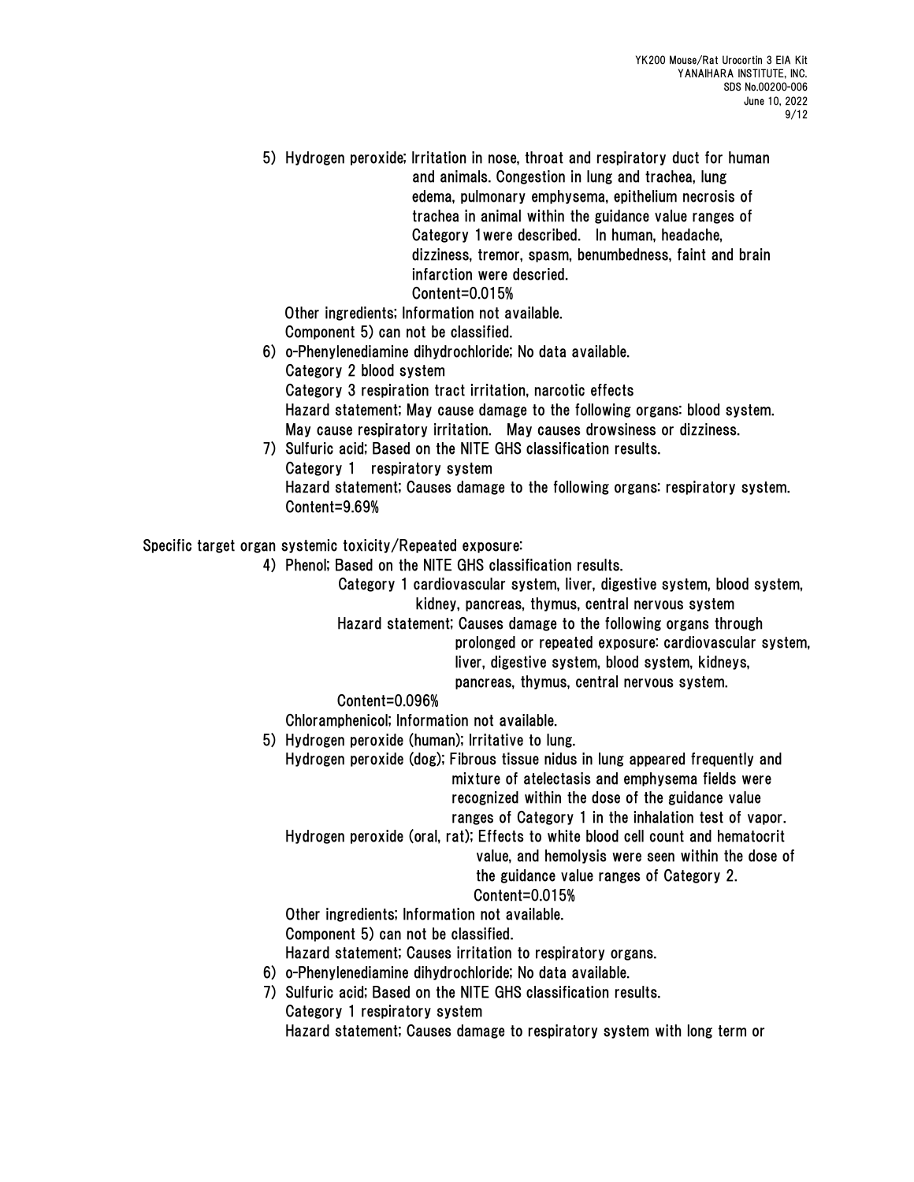5) Hydrogen peroxide; Irritation in nose, throat and respiratory duct for human and animals. Congestion in lung and trachea, lung edema, pulmonary emphysema, epithelium necrosis of trachea in animal within the guidance value ranges of Category 1were described. In human, headache, dizziness, tremor, spasm, benumbedness, faint and brain infarction were descried.
Content=0.015%

Other ingredients; Information not available.
Component 5) can not be classified.

6) o-Phenylenediamine dihydrochloride; No data available.
Category 2 blood system
Category 3 respiration tract irritation, narcotic effects
Hazard statement; May cause damage to the following organs: blood system. May cause respiratory irritation. May causes drowsiness or dizziness.

7) Sulfuric acid; Based on the NITE GHS classification results.
Category 1 respiratory system
Hazard statement; Causes damage to the following organs: respiratory system.
Content=9.69%

Specific target organ systemic toxicity/Repeated exposure:

4) Phenol; Based on the NITE GHS classification results.
Category 1 cardiovascular system, liver, digestive system, blood system, kidney, pancreas, thymus, central nervous system
Hazard statement; Causes damage to the following organs through prolonged or repeated exposure: cardiovascular system, liver, digestive system, blood system, kidneys, pancreas, thymus, central nervous system.
Content=0.096%

Chloramphenicol; Information not available.

5) Hydrogen peroxide (human); Irritative to lung.
Hydrogen peroxide (dog); Fibrous tissue nidus in lung appeared frequently and mixture of atelectasis and emphysema fields were recognized within the dose of the guidance value ranges of Category 1 in the inhalation test of vapor.
Hydrogen peroxide (oral, rat); Effects to white blood cell count and hematocrit value, and hemolysis were seen within the dose of the guidance value ranges of Category 2.
Content=0.015%

Other ingredients; Information not available.
Component 5) can not be classified.
Hazard statement; Causes irritation to respiratory organs.

6) o-Phenylenediamine dihydrochloride; No data available.

7) Sulfuric acid; Based on the NITE GHS classification results.
Category 1 respiratory system
Hazard statement; Causes damage to respiratory system with long term or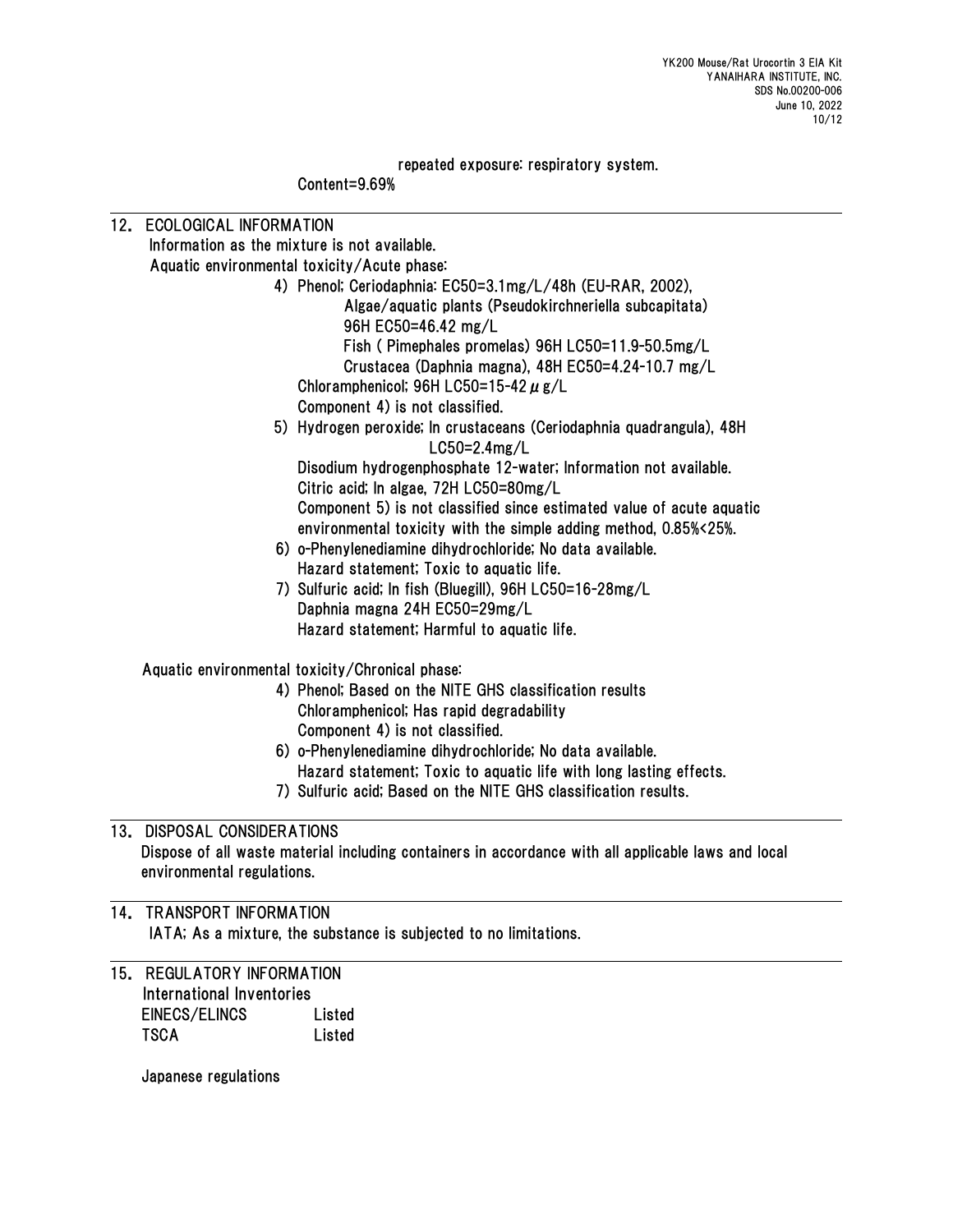repeated exposure: respiratory system.

Content=9.69%

## 12. ECOLOGICAL INFORMATION

Information as the mixture is not available.

Aquatic environmental toxicity/Acute phase:

4) Phenol; Ceriodaphnia: EC50=3.1mg/L/48h (EU-RAR, 2002),
   Algae/aquatic plants (Pseudokirchneriella subcapitata) 96H EC50=46.42 mg/L
   Fish ( Pimephales promelas) 96H LC50=11.9-50.5mg/L
   Crustacea (Daphnia magna), 48H EC50=4.24-10.7 mg/L
   Chloramphenicol; 96H LC50=15-42 μg/L
   Component 4) is not classified.
5) Hydrogen peroxide; In crustaceans (Ceriodaphnia quadrangula), 48H LC50=2.4mg/L
   Disodium hydrogenphosphate 12-water; Information not available.
   Citric acid; In algae, 72H LC50=80mg/L
   Component 5) is not classified since estimated value of acute aquatic environmental toxicity with the simple adding method, 0.85%<25%.
6) o-Phenylenediamine dihydrochloride; No data available.
   Hazard statement; Toxic to aquatic life.
7) Sulfuric acid; In fish (Bluegill), 96H LC50=16-28mg/L
   Daphnia magna 24H EC50=29mg/L
   Hazard statement; Harmful to aquatic life.

Aquatic environmental toxicity/Chronical phase:

4) Phenol; Based on the NITE GHS classification results
   Chloramphenicol; Has rapid degradability
   Component 4) is not classified.
6) o-Phenylenediamine dihydrochloride; No data available.
   Hazard statement; Toxic to aquatic life with long lasting effects.
7) Sulfuric acid; Based on the NITE GHS classification results.

## 13. DISPOSAL CONSIDERATIONS

Dispose of all waste material including containers in accordance with all applicable laws and local environmental regulations.

## 14. TRANSPORT INFORMATION

IATA; As a mixture, the substance is subjected to no limitations.

## 15. REGULATORY INFORMATION

International Inventories

| | |
|---|---|
| EINECS/ELINCS | Listed |
| TSCA | Listed |

Japanese regulations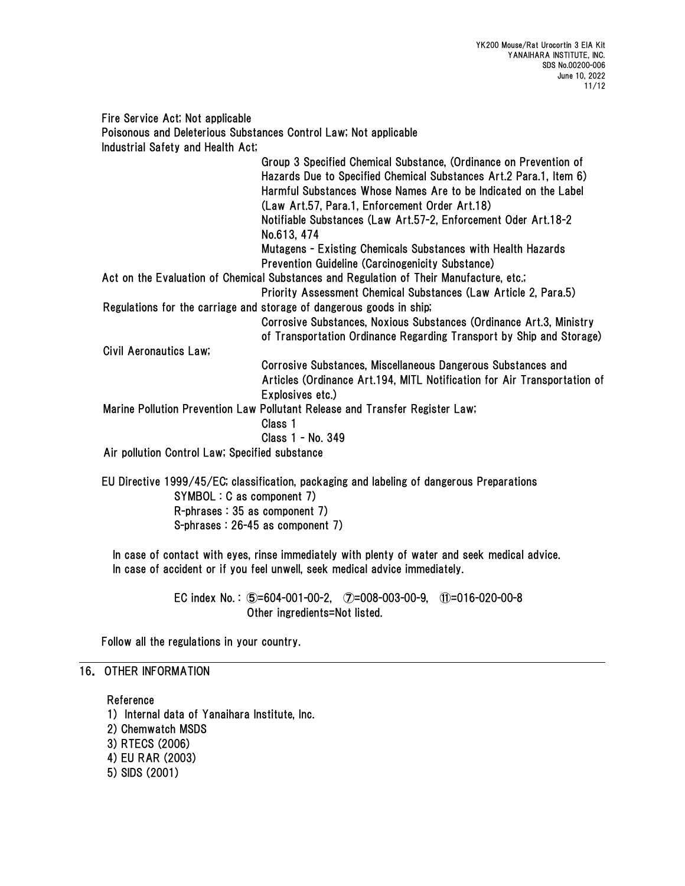Fire Service Act; Not applicable

Poisonous and Deleterious Substances Control Law; Not applicable

Industrial Safety and Health Act;

Group 3 Specified Chemical Substance, (Ordinance on Prevention of Hazards Due to Specified Chemical Substances Art.2 Para.1, Item 6)
Harmful Substances Whose Names Are to be Indicated on the Label (Law Art.57, Para.1, Enforcement Order Art.18)
Notifiable Substances (Law Art.57-2, Enforcement Oder Art.18-2 No.613, 474
Mutagens - Existing Chemicals Substances with Health Hazards Prevention Guideline (Carcinogenicity Substance)

Act on the Evaluation of Chemical Substances and Regulation of Their Manufacture, etc.;

Priority Assessment Chemical Substances (Law Article 2, Para.5)

Regulations for the carriage and storage of dangerous goods in ship;

Corrosive Substances, Noxious Substances (Ordinance Art.3, Ministry of Transportation Ordinance Regarding Transport by Ship and Storage)

Civil Aeronautics Law;

Corrosive Substances, Miscellaneous Dangerous Substances and Articles (Ordinance Art.194, MITL Notification for Air Transportation of Explosives etc.)

Marine Pollution Prevention Law Pollutant Release and Transfer Register Law;

Class 1
Class 1 - No. 349

Air pollution Control Law; Specified substance

EU Directive 1999/45/EC; classification, packaging and labeling of dangerous Preparations

SYMBOL : C as component 7)
R-phrases : 35 as component 7)
S-phrases : 26-45 as component 7)

In case of contact with eyes, rinse immediately with plenty of water and seek medical advice.
In case of accident or if you feel unwell, seek medical advice immediately.

EC index No. : ⑤=604-001-00-2, ⑦=008-003-00-9, ⑪=016-020-00-8
Other ingredients=Not listed.

Follow all the regulations in your country.

## 16. OTHER INFORMATION

Reference

1) Internal data of Yanaihara Institute, Inc.
2) Chemwatch MSDS
3) RTECS (2006)
4) EU RAR (2003)
5) SIDS (2001)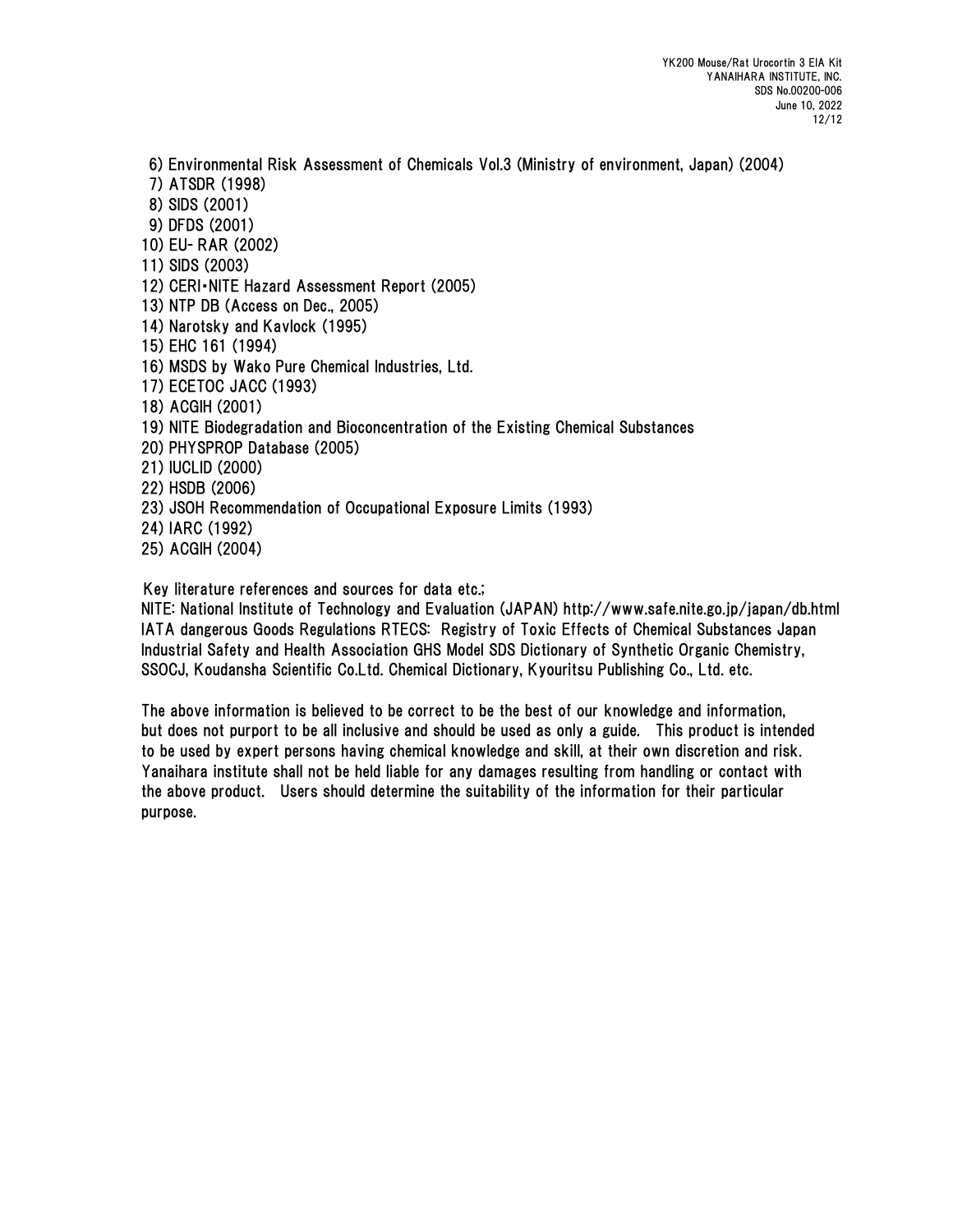6) Environmental Risk Assessment of Chemicals Vol.3 (Ministry of environment, Japan) (2004)
7) ATSDR (1998)
8) SIDS (2001)
9) DFDS (2001)
10) EU- RAR (2002)
11) SIDS (2003)
12) CERI･NITE Hazard Assessment Report (2005)
13) NTP DB (Access on Dec., 2005)
14) Narotsky and Kavlock (1995)
15) EHC 161 (1994)
16) MSDS by Wako Pure Chemical Industries, Ltd.
17) ECETOC JACC (1993)
18) ACGIH (2001)
19) NITE Biodegradation and Bioconcentration of the Existing Chemical Substances
20) PHYSPROP Database (2005)
21) IUCLID (2000)
22) HSDB (2006)
23) JSOH Recommendation of Occupational Exposure Limits (1993)
24) IARC (1992)
25) ACGIH (2004)

Key literature references and sources for data etc.;
NITE: National Institute of Technology and Evaluation (JAPAN) http://www.safe.nite.go.jp/japan/db.html
IATA dangerous Goods Regulations RTECS: Registry of Toxic Effects of Chemical Substances Japan Industrial Safety and Health Association GHS Model SDS Dictionary of Synthetic Organic Chemistry, SSOCJ, Koudansha Scientific Co.Ltd. Chemical Dictionary, Kyouritsu Publishing Co., Ltd. etc.

The above information is believed to be correct to be the best of our knowledge and information, but does not purport to be all inclusive and should be used as only a guide. This product is intended to be used by expert persons having chemical knowledge and skill, at their own discretion and risk. Yanaihara institute shall not be held liable for any damages resulting from handling or contact with the above product. Users should determine the suitability of the information for their particular purpose.